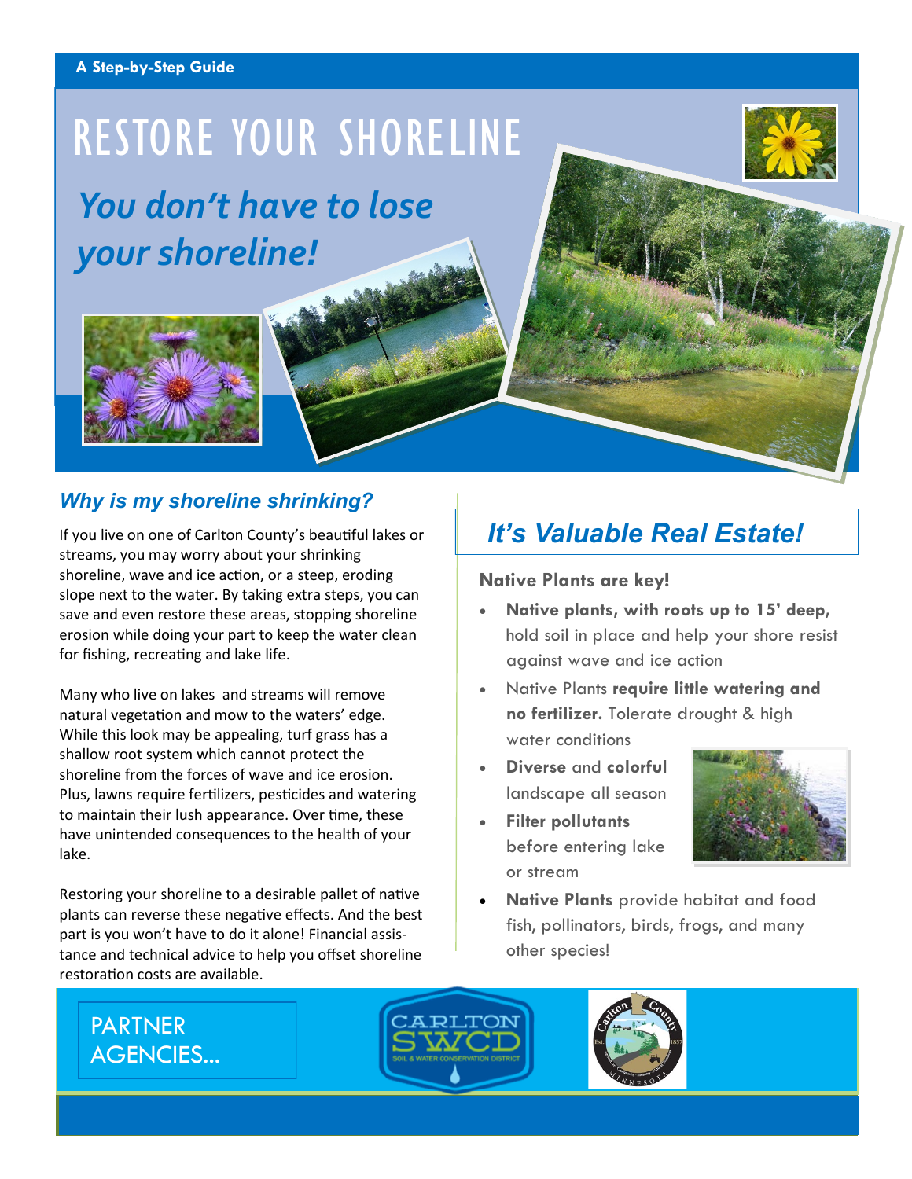A Step-by-Step Guide

# RESTORE YOUR SHORELINE

## *You don't have to lose your shoreline!*

### *Why is my shoreline shrinking?*

If you live on one of Carlton County's beautiful lakes or streams, you may worry about your shrinking shoreline, wave and ice action, or a steep, eroding slope next to the water. By taking extra steps, you can save and even restore these areas, stopping shoreline erosion while doing your part to keep the water clean for fishing, recreating and lake life.

Many who live on lakes and streams will remove natural vegetation and mow to the waters' edge. While this look may be appealing, turf grass has a shallow root system which cannot protect the shoreline from the forces of wave and ice erosion. Plus, lawns require fertilizers, pesticides and watering to maintain their lush appearance. Over time, these have unintended consequences to the health of your lake.

Restoring your shoreline to a desirable pallet of native plants can reverse these negative effects. And the best part is you won't have to do it alone! Financial assistance and technical advice to help you offset shoreline restoration costs are available.

## *It's Valuable Real Estate!*

**Native Plants are key!**

- **Native plants, with roots up to 15' deep,** hold soil in place and help your shore resist against wave and ice action
- Native Plants **require little watering and no fertilizer.** Tolerate drought & high water conditions
- **Diverse** and **colorful** landscape all season
- **Filter pollutants** before entering lake or stream
- **Native Plants** provide habitat and food fish, pollinators, birds, frogs, and many other species!

PARTNER AGENCIES...

CARLTON SWCD — SOIL & WATER CONSERVATION DISTRICT

Carlton County, Est. 1857, Minnesota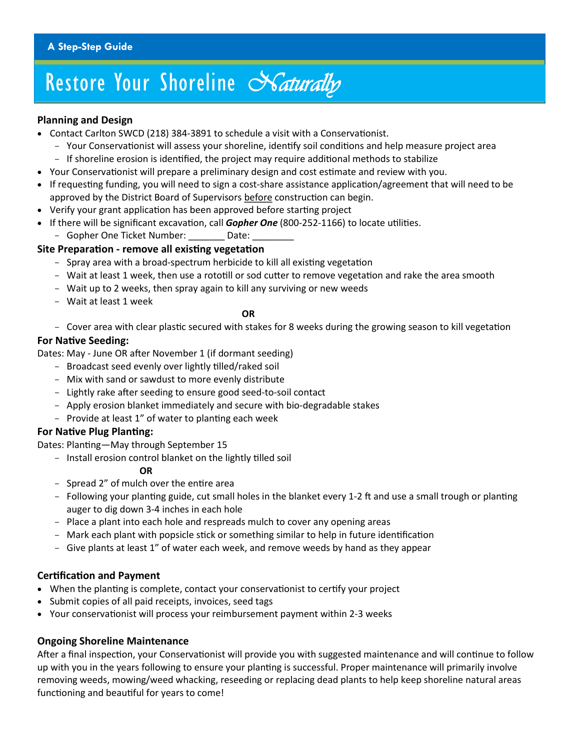A Step-Step Guide

# Restore Your Shoreline *Naturally*

### Planning and Design

- Contact Carlton SWCD (218) 384-3891 to schedule a visit with a Conservationist.
  - Your Conservationist will assess your shoreline, identify soil conditions and help measure project area
  - If shoreline erosion is identified, the project may require additional methods to stabilize
- Your Conservationist will prepare a preliminary design and cost estimate and review with you.
- If requesting funding, you will need to sign a cost-share assistance application/agreement that will need to be approved by the District Board of Supervisors before construction can begin.
- Verify your grant application has been approved before starting project
- If there will be significant excavation, call ***Gopher One*** (800-252-1166) to locate utilities.
  - Gopher One Ticket Number: _______ Date: ________

### Site Preparation - remove all existing vegetation

- Spray area with a broad-spectrum herbicide to kill all existing vegetation
- Wait at least 1 week, then use a rototill or sod cutter to remove vegetation and rake the area smooth
- Wait up to 2 weeks, then spray again to kill any surviving or new weeds
- Wait at least 1 week

**OR**

- Cover area with clear plastic secured with stakes for 8 weeks during the growing season to kill vegetation

### For Native Seeding:

Dates: May - June OR after November 1 (if dormant seeding)

- Broadcast seed evenly over lightly tilled/raked soil
- Mix with sand or sawdust to more evenly distribute
- Lightly rake after seeding to ensure good seed-to-soil contact
- Apply erosion blanket immediately and secure with bio-degradable stakes
- Provide at least 1" of water to planting each week

### For Native Plug Planting:

Dates: Planting—May through September 15

- Install erosion control blanket on the lightly tilled soil

**OR**

- Spread 2" of mulch over the entire area
- Following your planting guide, cut small holes in the blanket every 1-2 ft and use a small trough or planting auger to dig down 3-4 inches in each hole
- Place a plant into each hole and respreads mulch to cover any opening areas
- Mark each plant with popsicle stick or something similar to help in future identification
- Give plants at least 1" of water each week, and remove weeds by hand as they appear

### Certification and Payment

- When the planting is complete, contact your conservationist to certify your project
- Submit copies of all paid receipts, invoices, seed tags
- Your conservationist will process your reimbursement payment within 2-3 weeks

### Ongoing Shoreline Maintenance

After a final inspection, your Conservationist will provide you with suggested maintenance and will continue to follow up with you in the years following to ensure your planting is successful. Proper maintenance will primarily involve removing weeds, mowing/weed whacking, reseeding or replacing dead plants to help keep shoreline natural areas functioning and beautiful for years to come!